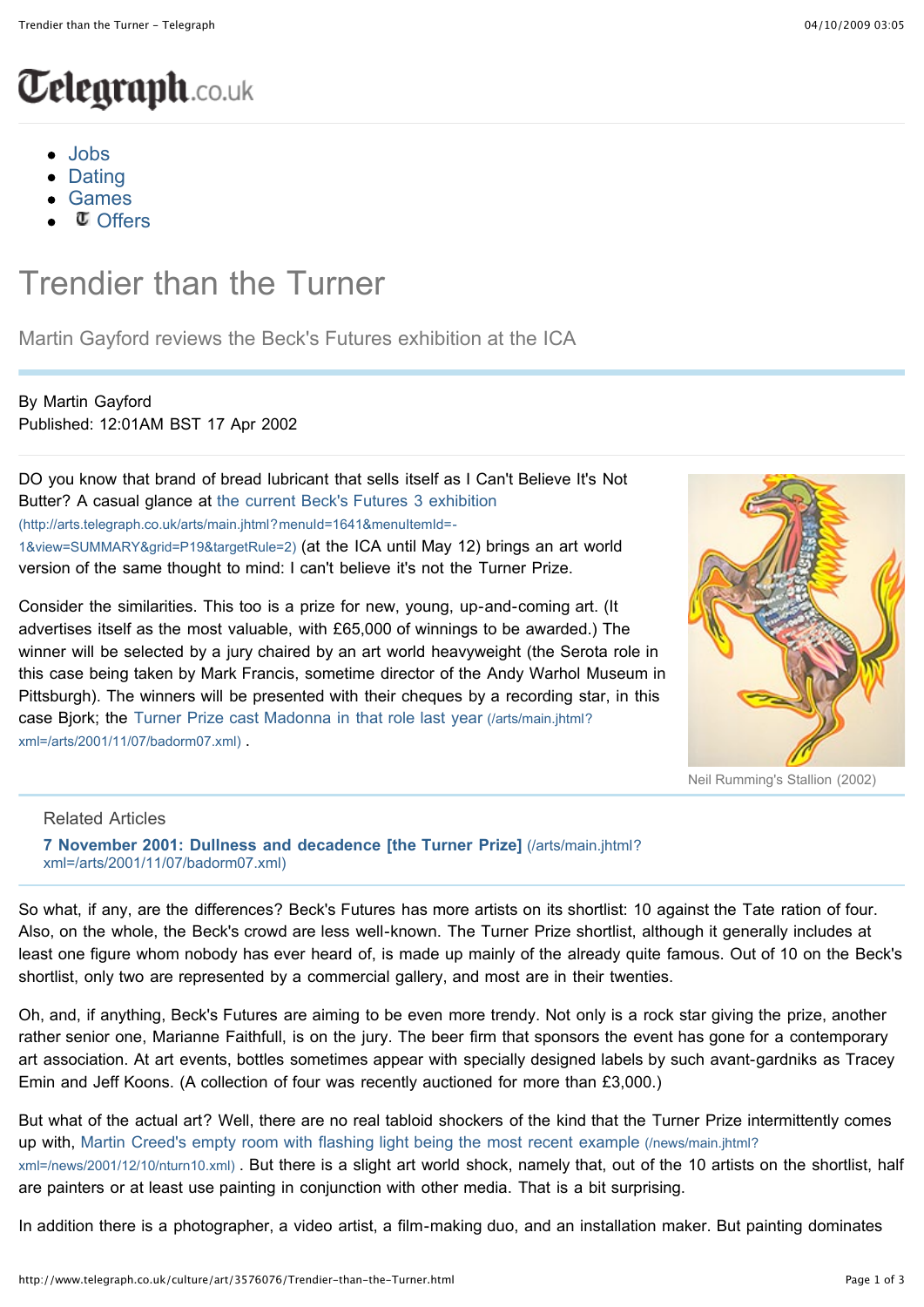# Trendier than the Turner

Martin Gayford reviews the Beck's Futures exhibition at the ICA

By Martin Gayford
Published: 12:01AM BST 17 Apr 2002

DO you know that brand of bread lubricant that sells itself as I Can't Believe It's Not Butter? A casual glance at the current Beck's Futures 3 exhibition (http://arts.telegraph.co.uk/arts/main.jhtml?menuId=1641&menuItemId=-1&view=SUMMARY&grid=P19&targetRule=2) (at the ICA until May 12) brings an art world version of the same thought to mind: I can't believe it's not the Turner Prize.

Consider the similarities. This too is a prize for new, young, up-and-coming art. (It advertises itself as the most valuable, with £65,000 of winnings to be awarded.) The winner will be selected by a jury chaired by an art world heavyweight (the Serota role in this case being taken by Mark Francis, sometime director of the Andy Warhol Museum in Pittsburgh). The winners will be presented with their cheques by a recording star, in this case Bjork; the Turner Prize cast Madonna in that role last year (/arts/main.jhtml?xml=/arts/2001/11/07/badorm07.xml) .

Neil Rumming's Stallion (2002)

Related Articles

**7 November 2001: Dullness and decadence [the Turner Prize]** (/arts/main.jhtml?xml=/arts/2001/11/07/badorm07.xml)

So what, if any, are the differences? Beck's Futures has more artists on its shortlist: 10 against the Tate ration of four. Also, on the whole, the Beck's crowd are less well-known. The Turner Prize shortlist, although it generally includes at least one figure whom nobody has ever heard of, is made up mainly of the already quite famous. Out of 10 on the Beck's shortlist, only two are represented by a commercial gallery, and most are in their twenties.

Oh, and, if anything, Beck's Futures are aiming to be even more trendy. Not only is a rock star giving the prize, another rather senior one, Marianne Faithfull, is on the jury. The beer firm that sponsors the event has gone for a contemporary art association. At art events, bottles sometimes appear with specially designed labels by such avant-gardniks as Tracey Emin and Jeff Koons. (A collection of four was recently auctioned for more than £3,000.)

But what of the actual art? Well, there are no real tabloid shockers of the kind that the Turner Prize intermittently comes up with, Martin Creed's empty room with flashing light being the most recent example (/news/main.jhtml?xml=/news/2001/12/10/nturn10.xml) . But there is a slight art world shock, namely that, out of the 10 artists on the shortlist, half are painters or at least use painting in conjunction with other media. That is a bit surprising.

In addition there is a photographer, a video artist, a film-making duo, and an installation maker. But painting dominates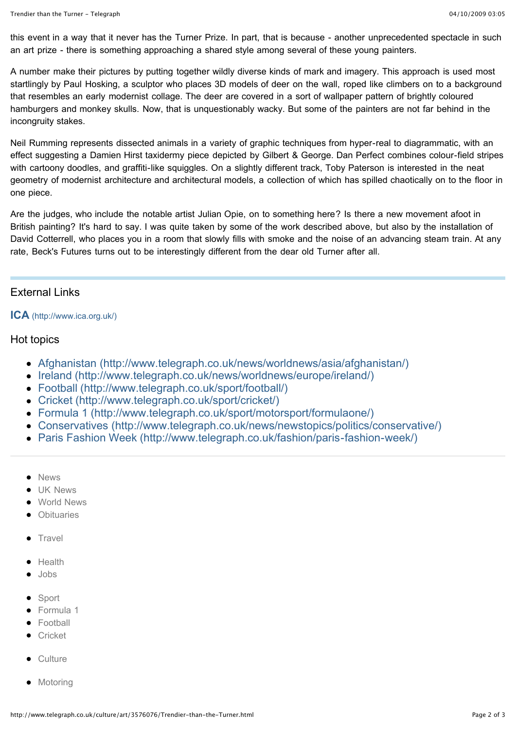this event in a way that it never has the Turner Prize. In part, that is because - another unprecedented spectacle in such an art prize - there is something approaching a shared style among several of these young painters.

A number make their pictures by putting together wildly diverse kinds of mark and imagery. This approach is used most startlingly by Paul Hosking, a sculptor who places 3D models of deer on the wall, roped like climbers on to a background that resembles an early modernist collage. The deer are covered in a sort of wallpaper pattern of brightly coloured hamburgers and monkey skulls. Now, that is unquestionably wacky. But some of the painters are not far behind in the incongruity stakes.

Neil Rumming represents dissected animals in a variety of graphic techniques from hyper-real to diagrammatic, with an effect suggesting a Damien Hirst taxidermy piece depicted by Gilbert & George. Dan Perfect combines colour-field stripes with cartoony doodles, and graffiti-like squiggles. On a slightly different track, Toby Paterson is interested in the neat geometry of modernist architecture and architectural models, a collection of which has spilled chaotically on to the floor in one piece.

Are the judges, who include the notable artist Julian Opie, on to something here? Is there a new movement afoot in British painting? It's hard to say. I was quite taken by some of the work described above, but also by the installation of David Cotterrell, who places you in a room that slowly fills with smoke and the noise of an advancing steam train. At any rate, Beck's Futures turns out to be interestingly different from the dear old Turner after all.

## External Links

**ICA** (http://www.ica.org.uk/)

## Hot topics

- Afghanistan (http://www.telegraph.co.uk/news/worldnews/asia/afghanistan/)
- Ireland (http://www.telegraph.co.uk/news/worldnews/europe/ireland/)
- Football (http://www.telegraph.co.uk/sport/football/)
- Cricket (http://www.telegraph.co.uk/sport/cricket/)
- Formula 1 (http://www.telegraph.co.uk/sport/motorsport/formulaone/)
- Conservatives (http://www.telegraph.co.uk/news/newstopics/politics/conservative/)
- Paris Fashion Week (http://www.telegraph.co.uk/fashion/paris-fashion-week/)

---

- News
- UK News
- World News
- Obituaries

- Travel

- Health
- Jobs

- Sport
- Formula 1
- Football
- Cricket

- Culture

- Motoring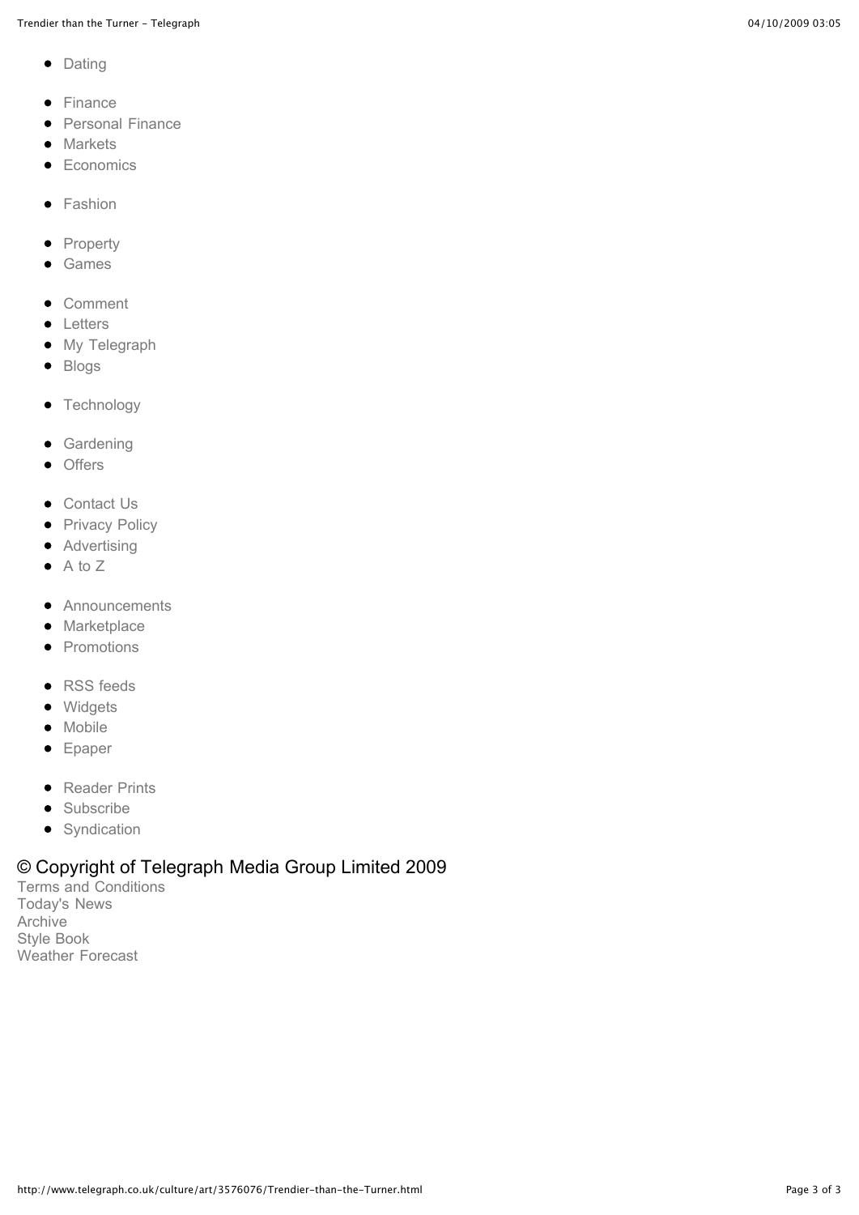- Dating

- Finance
- Personal Finance
- Markets
- Economics

- Fashion

- Property
- Games

- Comment
- Letters
- My Telegraph
- Blogs

- Technology

- Gardening
- Offers

- Contact Us
- Privacy Policy
- Advertising
- A to Z

- Announcements
- Marketplace
- Promotions

- RSS feeds
- Widgets
- Mobile
- Epaper

- Reader Prints
- Subscribe
- Syndication

## © Copyright of Telegraph Media Group Limited 2009

Terms and Conditions
Today's News
Archive
Style Book
Weather Forecast